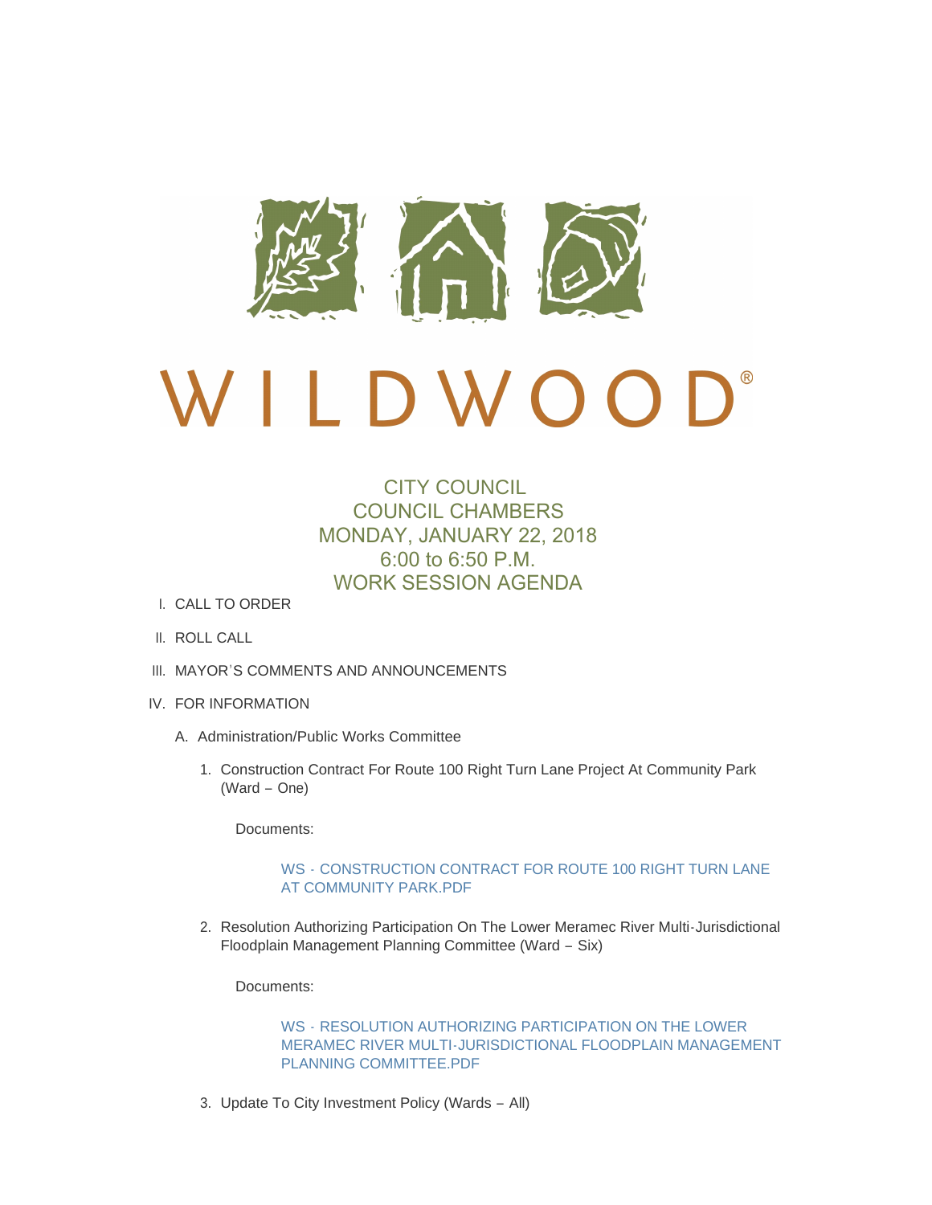# WILDWOOD®

## CITY COUNCIL
## COUNCIL CHAMBERS
## MONDAY, JANUARY 22, 2018
## 6:00 to 6:50 P.M.
## WORK SESSION AGENDA

I. CALL TO ORDER

II. ROLL CALL

III. MAYOR'S COMMENTS AND ANNOUNCEMENTS

IV. FOR INFORMATION

A. Administration/Public Works Committee

1. Construction Contract For Route 100 Right Turn Lane Project At Community Park (Ward – One)

   Documents:

   WS - CONSTRUCTION CONTRACT FOR ROUTE 100 RIGHT TURN LANE AT COMMUNITY PARK.PDF

2. Resolution Authorizing Participation On The Lower Meramec River Multi-Jurisdictional Floodplain Management Planning Committee (Ward – Six)

   Documents:

   WS - RESOLUTION AUTHORIZING PARTICIPATION ON THE LOWER MERAMEC RIVER MULTI-JURISDICTIONAL FLOODPLAIN MANAGEMENT PLANNING COMMITTEE.PDF

3. Update To City Investment Policy (Wards – All)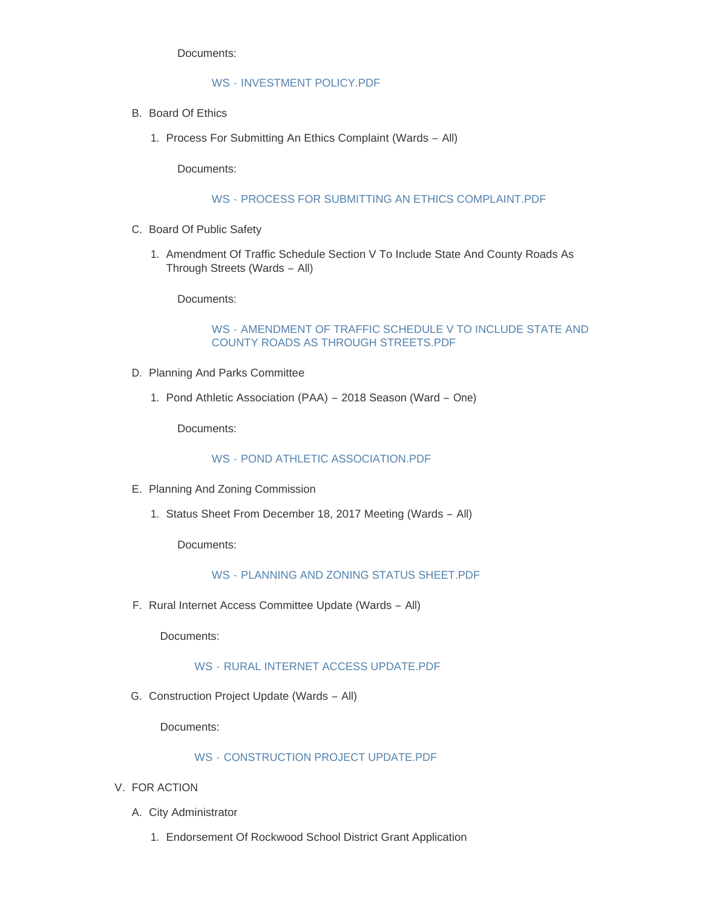Documents:

WS - INVESTMENT POLICY.PDF

B. Board Of Ethics

   1. Process For Submitting An Ethics Complaint (Wards – All)

      Documents:

      WS - PROCESS FOR SUBMITTING AN ETHICS COMPLAINT.PDF

C. Board Of Public Safety

   1. Amendment Of Traffic Schedule Section V To Include State And County Roads As Through Streets (Wards – All)

      Documents:

      WS - AMENDMENT OF TRAFFIC SCHEDULE V TO INCLUDE STATE AND COUNTY ROADS AS THROUGH STREETS.PDF

D. Planning And Parks Committee

   1. Pond Athletic Association (PAA) – 2018 Season (Ward – One)

      Documents:

      WS - POND ATHLETIC ASSOCIATION.PDF

E. Planning And Zoning Commission

   1. Status Sheet From December 18, 2017 Meeting (Wards – All)

      Documents:

      WS - PLANNING AND ZONING STATUS SHEET.PDF

F. Rural Internet Access Committee Update (Wards – All)

   Documents:

   WS - RURAL INTERNET ACCESS UPDATE.PDF

G. Construction Project Update (Wards – All)

   Documents:

   WS - CONSTRUCTION PROJECT UPDATE.PDF

V. FOR ACTION

A. City Administrator

   1. Endorsement Of Rockwood School District Grant Application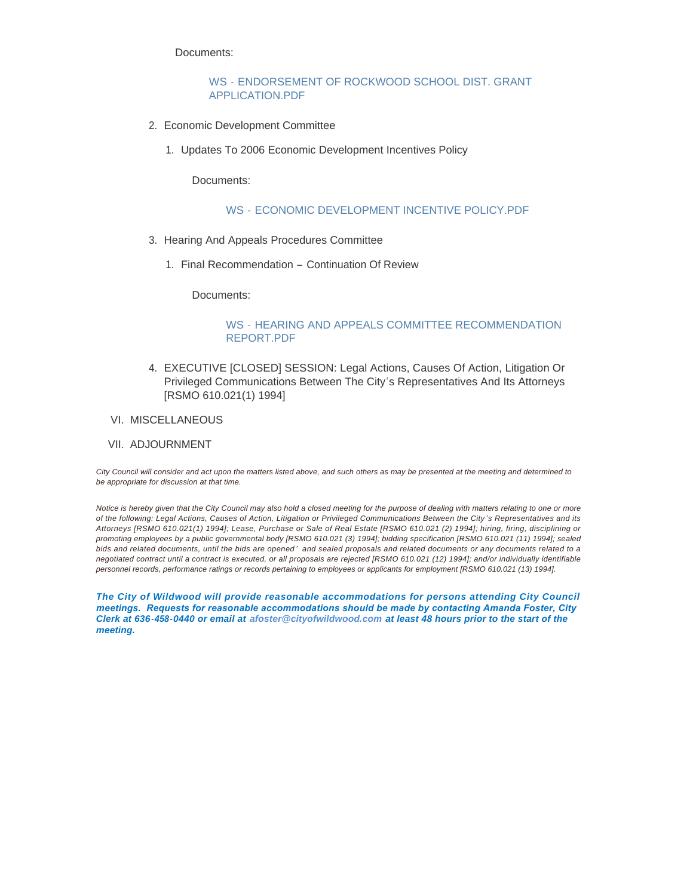Documents:

WS - ENDORSEMENT OF ROCKWOOD SCHOOL DIST. GRANT APPLICATION.PDF

2. Economic Development Committee

    1. Updates To 2006 Economic Development Incentives Policy

        Documents:

        WS - ECONOMIC DEVELOPMENT INCENTIVE POLICY.PDF

3. Hearing And Appeals Procedures Committee

    1. Final Recommendation – Continuation Of Review

        Documents:

        WS - HEARING AND APPEALS COMMITTEE RECOMMENDATION REPORT.PDF

4. EXECUTIVE [CLOSED] SESSION: Legal Actions, Causes Of Action, Litigation Or Privileged Communications Between The City's Representatives And Its Attorneys [RSMO 610.021(1) 1994]

VI. MISCELLANEOUS

VII. ADJOURNMENT

*City Council will consider and act upon the matters listed above, and such others as may be presented at the meeting and determined to be appropriate for discussion at that time.*

*Notice is hereby given that the City Council may also hold a closed meeting for the purpose of dealing with matters relating to one or more of the following: Legal Actions, Causes of Action, Litigation or Privileged Communications Between the City's Representatives and its Attorneys [RSMO 610.021(1) 1994]; Lease, Purchase or Sale of Real Estate [RSMO 610.021 (2) 1994]; hiring, firing, disciplining or promoting employees by a public governmental body [RSMO 610.021 (3) 1994]; bidding specification [RSMO 610.021 (11) 1994]; sealed bids and related documents, until the bids are opened' and sealed proposals and related documents or any documents related to a negotiated contract until a contract is executed, or all proposals are rejected [RSMO 610.021 (12) 1994]; and/or individually identifiable personnel records, performance ratings or records pertaining to employees or applicants for employment [RSMO 610.021 (13) 1994].*

***The City of Wildwood will provide reasonable accommodations for persons attending City Council meetings. Requests for reasonable accommodations should be made by contacting Amanda Foster, City Clerk at 636-458-0440 or email at afoster@cityofwildwood.com at least 48 hours prior to the start of the meeting.***